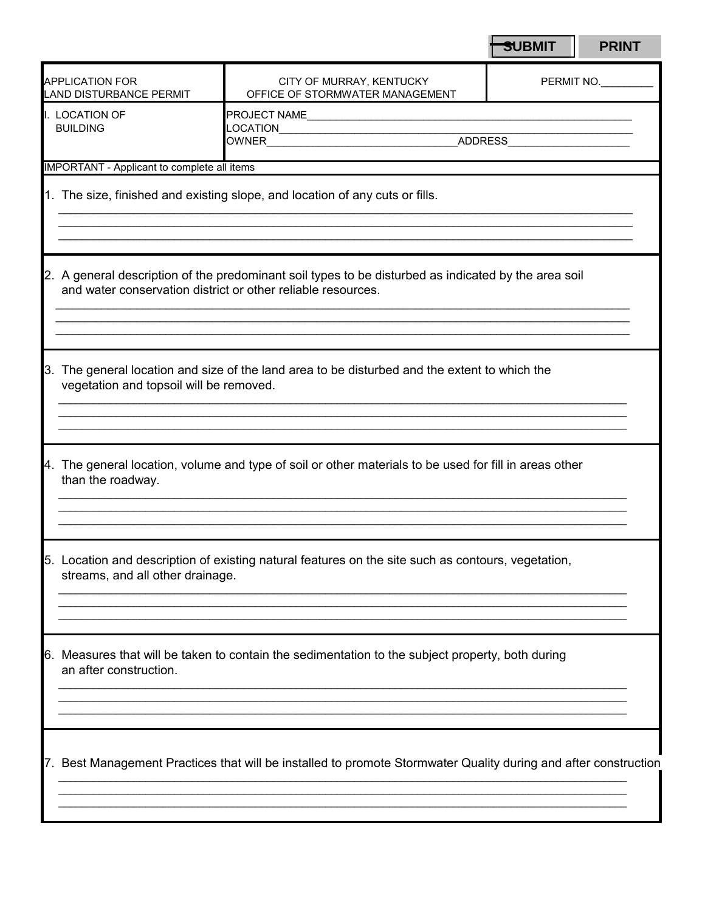SUBMIT PRINT

| APPLICATION FOR LAND DISTURBANCE PERMIT | CITY OF MURRAY, KENTUCKY OFFICE OF STORMWATER MANAGEMENT | PERMIT NO.\_\_\_\_\_\_\_\_\_ |
|---|---|---|
| I. LOCATION OF BUILDING | PROJECT NAME\_\_\_\_\_\_\_\_\_\_\_\_\_\_\_\_\_\_\_\_\_\_\_\_\_\_\_\_\_\_\_\_<br>LOCATION\_\_\_\_\_\_\_\_\_\_\_\_\_\_\_\_\_\_\_\_\_\_\_\_\_\_\_\_\_\_\_\_<br>OWNER\_\_\_\_\_\_\_\_\_\_\_\_\_\_\_\_\_\_\_\_ADDRESS\_\_\_\_\_\_\_\_\_\_\_\_\_\_ | |

IMPORTANT - Applicant to complete all items

1. The size, finished and existing slope, and location of any cuts or fills.

______________________________________________________________________________
______________________________________________________________________________
______________________________________________________________________________

2. A general description of the predominant soil types to be disturbed as indicated by the area soil and water conservation district or other reliable resources.

______________________________________________________________________________
______________________________________________________________________________
______________________________________________________________________________

3. The general location and size of the land area to be disturbed and the extent to which the vegetation and topsoil will be removed.

______________________________________________________________________________
______________________________________________________________________________
______________________________________________________________________________

4. The general location, volume and type of soil or other materials to be used for fill in areas other than the roadway.

______________________________________________________________________________
______________________________________________________________________________
______________________________________________________________________________

5. Location and description of existing natural features on the site such as contours, vegetation, streams, and all other drainage.

______________________________________________________________________________
______________________________________________________________________________
______________________________________________________________________________

6. Measures that will be taken to contain the sedimentation to the subject property, both during an after construction.

______________________________________________________________________________
______________________________________________________________________________
______________________________________________________________________________

7. Best Management Practices that will be installed to promote Stormwater Quality during and after construction

______________________________________________________________________________
______________________________________________________________________________
______________________________________________________________________________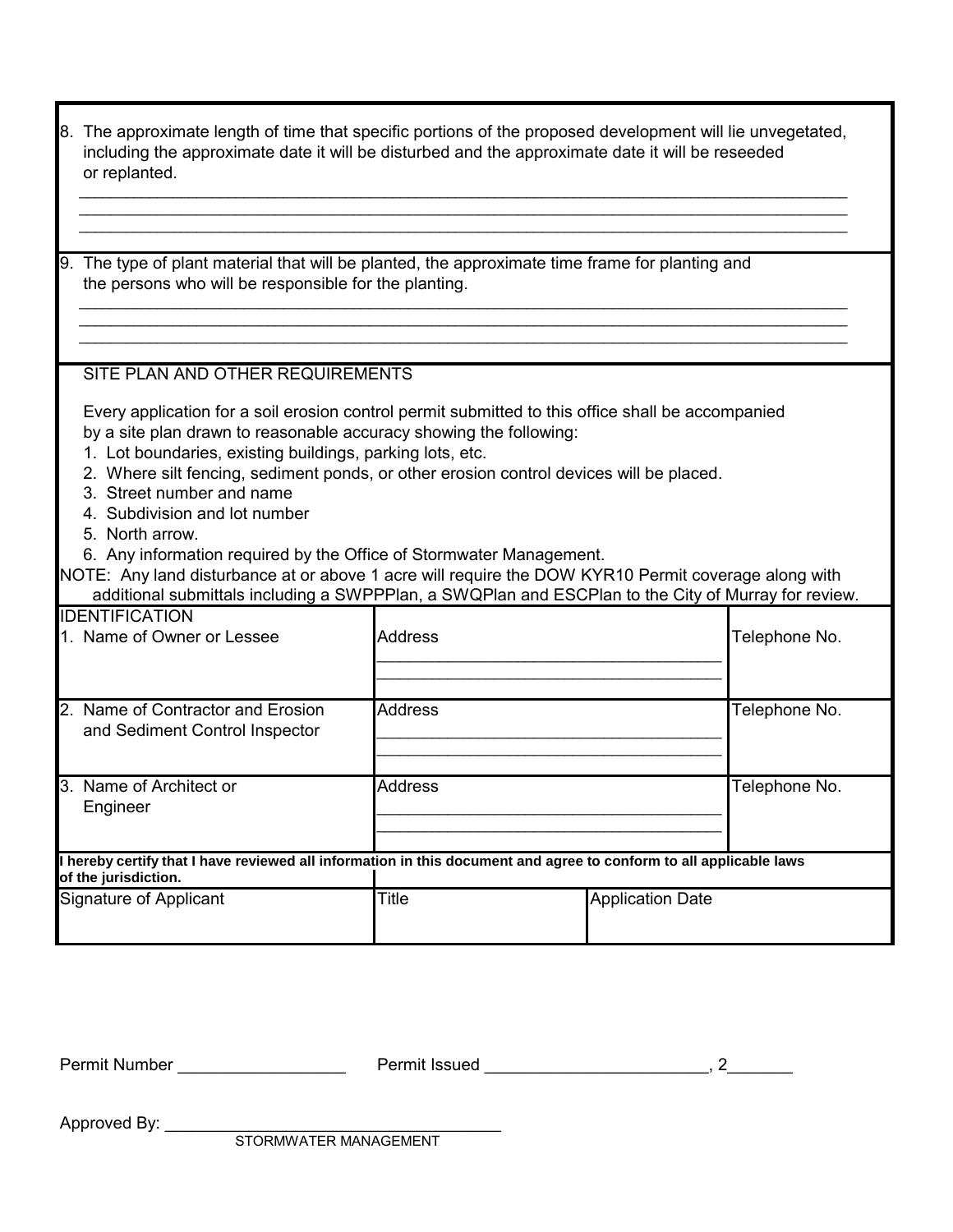8. The approximate length of time that specific portions of the proposed development will lie unvegetated, including the approximate date it will be disturbed and the approximate date it will be reseeded or replanted.

______________________________________________________________________________________
______________________________________________________________________________________
______________________________________________________________________________________

9. The type of plant material that will be planted, the approximate time frame for planting and the persons who will be responsible for the planting.

______________________________________________________________________________________
______________________________________________________________________________________
______________________________________________________________________________________

SITE PLAN AND OTHER REQUIREMENTS

Every application for a soil erosion control permit submitted to this office shall be accompanied by a site plan drawn to reasonable accuracy showing the following:

1. Lot boundaries, existing buildings, parking lots, etc.
2. Where silt fencing, sediment ponds, or other erosion control devices will be placed.
3. Street number and name
4. Subdivision and lot number
5. North arrow.
6. Any information required by the Office of Stormwater Management.

NOTE: Any land disturbance at or above 1 acre will require the DOW KYR10 Permit coverage along with additional submittals including a SWPPPlan, a SWQPlan and ESCPlan to the City of Murray for review.

| IDENTIFICATION | | |
|---|---|---|
| 1. Name of Owner or Lessee | Address | Telephone No. |
| 2. Name of Contractor and Erosion and Sediment Control Inspector | Address | Telephone No. |
| 3. Name of Architect or Engineer | Address | Telephone No. |

**I hereby certify that I have reviewed all information in this document and agree to conform to all applicable laws of the jurisdiction.**

| Signature of Applicant | Title | Application Date |
|---|---|---|
| | | |

Permit Number __________________ Permit Issued ________________________, 2_______

Approved By: ____________________________________
STORMWATER MANAGEMENT